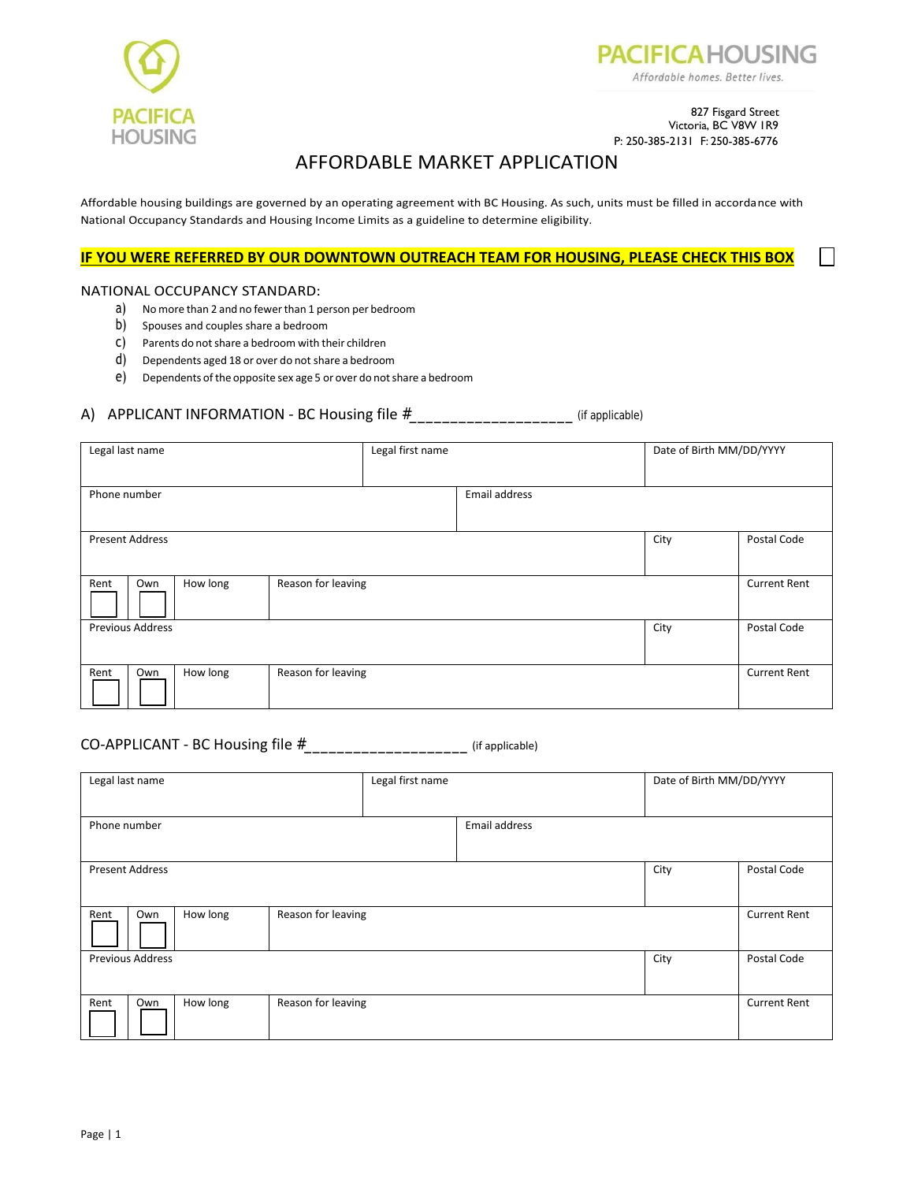PACIFICA HOUSING

PACIFICAHOUSING
*Affordable homes. Better lives.*

827 Fisgard Street
Victoria, BC V8W 1R9
P: 250-385-2131 F: 250-385-6776

# AFFORDABLE MARKET APPLICATION

Affordable housing buildings are governed by an operating agreement with BC Housing. As such, units must be filled in accordance with National Occupancy Standards and Housing Income Limits as a guideline to determine eligibility.

**IF YOU WERE REFERRED BY OUR DOWNTOWN OUTREACH TEAM FOR HOUSING, PLEASE CHECK THIS BOX** ☐

## NATIONAL OCCUPANCY STANDARD:

a) No more than 2 and no fewer than 1 person per bedroom
b) Spouses and couples share a bedroom
c) Parents do not share a bedroom with their children
d) Dependents aged 18 or over do not share a bedroom
e) Dependents of the opposite sex age 5 or over do not share a bedroom

## A) APPLICANT INFORMATION - BC Housing file #__________________ (if applicable)

| Legal last name | | | Legal first name | | Date of Birth MM/DD/YYYY | |
|---|---|---|---|---|---|---|
| Phone number | | | | Email address | | |
| Present Address | | | | | City | Postal Code |
| Rent ☐ | Own ☐ | How long | Reason for leaving | | | Current Rent |
| Previous Address | | | | | City | Postal Code |
| Rent ☐ | Own ☐ | How long | Reason for leaving | | | Current Rent |

## CO-APPLICANT - BC Housing file #__________________ (if applicable)

| Legal last name | | | Legal first name | | Date of Birth MM/DD/YYYY | |
|---|---|---|---|---|---|---|
| Phone number | | | | Email address | | |
| Present Address | | | | | City | Postal Code |
| Rent ☐ | Own ☐ | How long | Reason for leaving | | | Current Rent |
| Previous Address | | | | | City | Postal Code |
| Rent ☐ | Own ☐ | How long | Reason for leaving | | | Current Rent |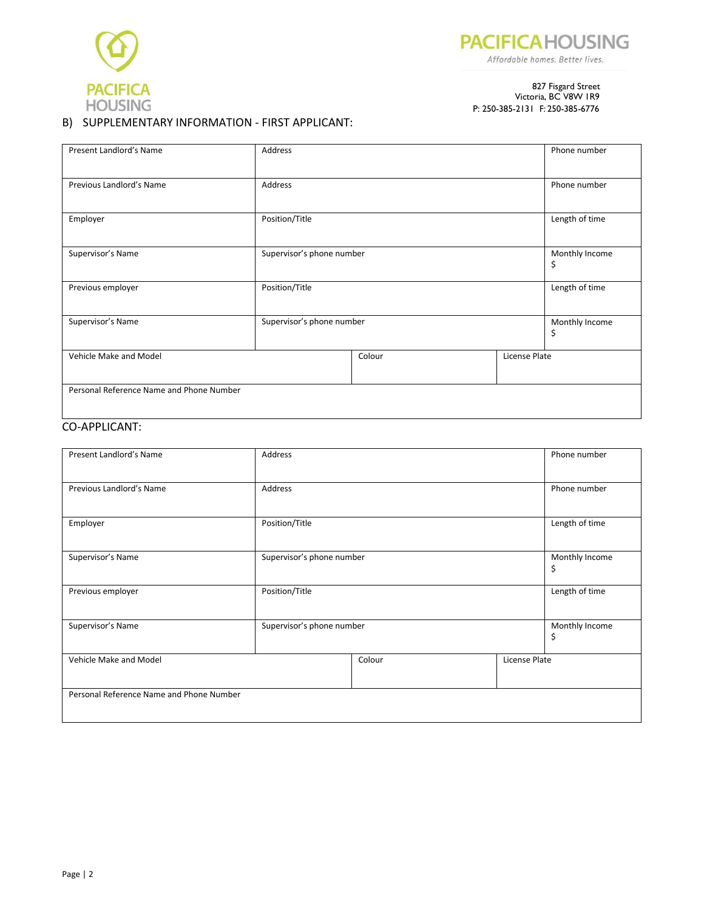PACIFICA HOUSING

PACIFICAHOUSING
*Affordable homes. Better lives.*

827 Fisgard Street
Victoria, BC V8W 1R9
P: 250-385-2131 F: 250-385-6776

## B) SUPPLEMENTARY INFORMATION - FIRST APPLICANT:

| Present Landlord's Name | Address | | Phone number |
|---|---|---|---|
| Previous Landlord's Name | Address | | Phone number |
| Employer | Position/Title | | Length of time |
| Supervisor's Name | Supervisor's phone number | | Monthly Income $ |
| Previous employer | Position/Title | | Length of time |
| Supervisor's Name | Supervisor's phone number | | Monthly Income $ |
| Vehicle Make and Model | Colour | License Plate | |
| Personal Reference Name and Phone Number | | | |

## CO-APPLICANT:

| Present Landlord's Name | Address | | Phone number |
|---|---|---|---|
| Previous Landlord's Name | Address | | Phone number |
| Employer | Position/Title | | Length of time |
| Supervisor's Name | Supervisor's phone number | | Monthly Income $ |
| Previous employer | Position/Title | | Length of time |
| Supervisor's Name | Supervisor's phone number | | Monthly Income $ |
| Vehicle Make and Model | Colour | License Plate | |
| Personal Reference Name and Phone Number | | | |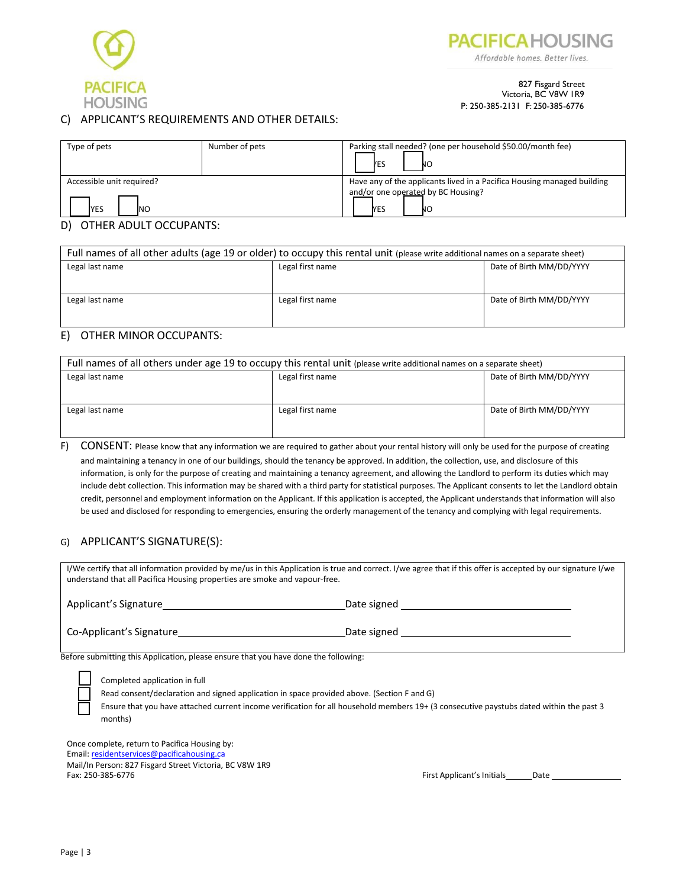PACIFICA HOUSING

**PACIFICA HOUSING**
*Affordable homes. Better lives.*

827 Fisgard Street
Victoria, BC V8W 1R9
P: 250-385-2131 F: 250-385-6776

## C) APPLICANT'S REQUIREMENTS AND OTHER DETAILS:

| | | |
|---|---|---|
| Type of pets | Number of pets | Parking stall needed? (one per household $50.00/month fee)<br>☐ YES ☐ NO |
| Accessible unit required?<br>☐ YES ☐ NO | | Have any of the applicants lived in a Pacifica Housing managed building and/or one operated by BC Housing?<br>☐ YES ☐ NO |

## D) OTHER ADULT OCCUPANTS:

| Full names of all other adults (age 19 or older) to occupy this rental unit (please write additional names on a separate sheet) | | |
|---|---|---|
| Legal last name | Legal first name | Date of Birth MM/DD/YYYY |
| Legal last name | Legal first name | Date of Birth MM/DD/YYYY |

## E) OTHER MINOR OCCUPANTS:

| Full names of all others under age 19 to occupy this rental unit (please write additional names on a separate sheet) | | |
|---|---|---|
| Legal last name | Legal first name | Date of Birth MM/DD/YYYY |
| Legal last name | Legal first name | Date of Birth MM/DD/YYYY |

## F) CONSENT:

Please know that any information we are required to gather about your rental history will only be used for the purpose of creating and maintaining a tenancy in one of our buildings, should the tenancy be approved. In addition, the collection, use, and disclosure of this information, is only for the purpose of creating and maintaining a tenancy agreement, and allowing the Landlord to perform its duties which may include debt collection. This information may be shared with a third party for statistical purposes. The Applicant consents to let the Landlord obtain credit, personnel and employment information on the Applicant. If this application is accepted, the Applicant understands that information will also be used and disclosed for responding to emergencies, ensuring the orderly management of the tenancy and complying with legal requirements.

## G) APPLICANT'S SIGNATURE(S):

I/We certify that all information provided by me/us in this Application is true and correct. I/we agree that if this offer is accepted by our signature I/we understand that all Pacifica Housing properties are smoke and vapour-free.

Applicant's Signature\_\_\_\_\_\_\_\_\_\_\_\_\_\_\_\_\_\_\_\_\_\_\_\_\_\_\_\_ Date signed \_\_\_\_\_\_\_\_\_\_\_\_\_\_\_\_\_\_\_\_\_\_\_\_\_\_\_\_

Co-Applicant's Signature\_\_\_\_\_\_\_\_\_\_\_\_\_\_\_\_\_\_\_\_\_\_\_\_\_\_\_\_ Date signed \_\_\_\_\_\_\_\_\_\_\_\_\_\_\_\_\_\_\_\_\_\_\_\_\_\_\_\_

Before submitting this Application, please ensure that you have done the following:

- ☐ Completed application in full
- ☐ Read consent/declaration and signed application in space provided above. (Section F and G)
- ☐ Ensure that you have attached current income verification for all household members 19+ (3 consecutive paystubs dated within the past 3 months)

Once complete, return to Pacifica Housing by:
Email: residentservices@pacificahousing.ca
Mail/In Person: 827 Fisgard Street Victoria, BC V8W 1R9
Fax: 250-385-6776

First Applicant's Initials\_\_\_\_\_\_ Date \_\_\_\_\_\_\_\_\_\_\_\_\_\_\_\_